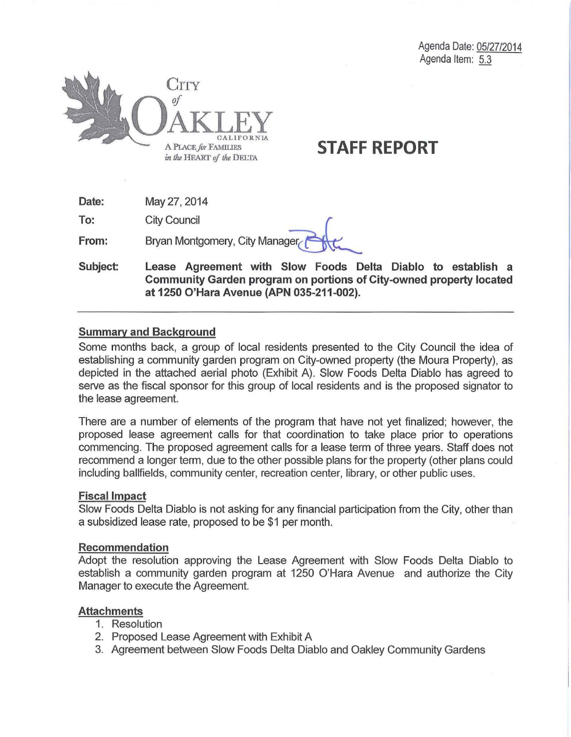Agenda Date: 05/27/2014
Agenda Item: 5.3

CITY of OAKLEY
CALIFORNIA
A PLACE *for* FAMILIES *in the* HEART *of the* DELTA

# STAFF REPORT

**Date:** May 27, 2014

**To:** City Council

**From:** Bryan Montgomery, City Manager

**Subject:** **Lease Agreement with Slow Foods Delta Diablo to establish a Community Garden program on portions of City-owned property located at 1250 O'Hara Avenue (APN 035-211-002).**

---

## Summary and Background

Some months back, a group of local residents presented to the City Council the idea of establishing a community garden program on City-owned property (the Moura Property), as depicted in the attached aerial photo (Exhibit A). Slow Foods Delta Diablo has agreed to serve as the fiscal sponsor for this group of local residents and is the proposed signator to the lease agreement.

There are a number of elements of the program that have not yet finalized; however, the proposed lease agreement calls for that coordination to take place prior to operations commencing. The proposed agreement calls for a lease term of three years. Staff does not recommend a longer term, due to the other possible plans for the property (other plans could including ballfields, community center, recreation center, library, or other public uses.

## Fiscal Impact

Slow Foods Delta Diablo is not asking for any financial participation from the City, other than a subsidized lease rate, proposed to be $1 per month.

## Recommendation

Adopt the resolution approving the Lease Agreement with Slow Foods Delta Diablo to establish a community garden program at 1250 O'Hara Avenue and authorize the City Manager to execute the Agreement.

## Attachments

1. Resolution
2. Proposed Lease Agreement with Exhibit A
3. Agreement between Slow Foods Delta Diablo and Oakley Community Gardens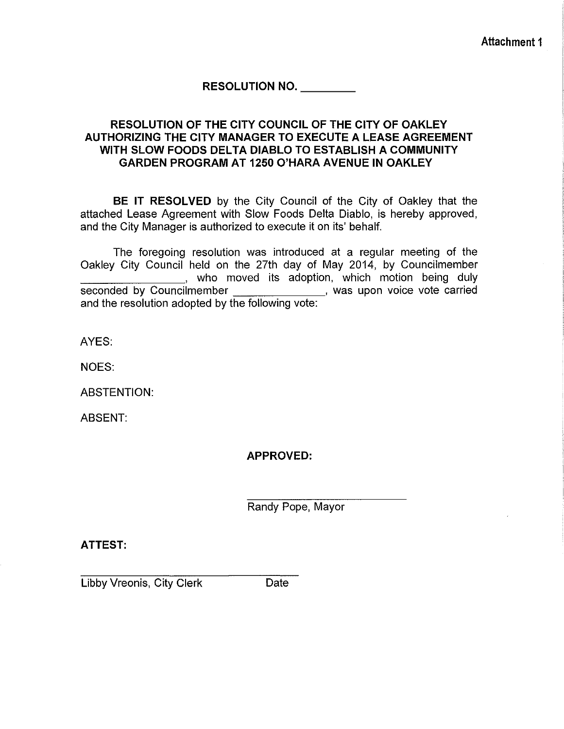Attachment 1

# RESOLUTION NO. _________

## RESOLUTION OF THE CITY COUNCIL OF THE CITY OF OAKLEY AUTHORIZING THE CITY MANAGER TO EXECUTE A LEASE AGREEMENT WITH SLOW FOODS DELTA DIABLO TO ESTABLISH A COMMUNITY GARDEN PROGRAM AT 1250 O'HARA AVENUE IN OAKLEY

**BE IT RESOLVED** by the City Council of the City of Oakley that the attached Lease Agreement with Slow Foods Delta Diablo, is hereby approved, and the City Manager is authorized to execute it on its' behalf.

The foregoing resolution was introduced at a regular meeting of the Oakley City Council held on the 27th day of May 2014, by Councilmember _________________, who moved its adoption, which motion being duly seconded by Councilmember _______________, was upon voice vote carried and the resolution adopted by the following vote:

AYES:

NOES:

ABSTENTION:

ABSENT:

**APPROVED:**

___________________________

Randy Pope, Mayor

**ATTEST:**

___________________________________

Libby Vreonis, City Clerk                Date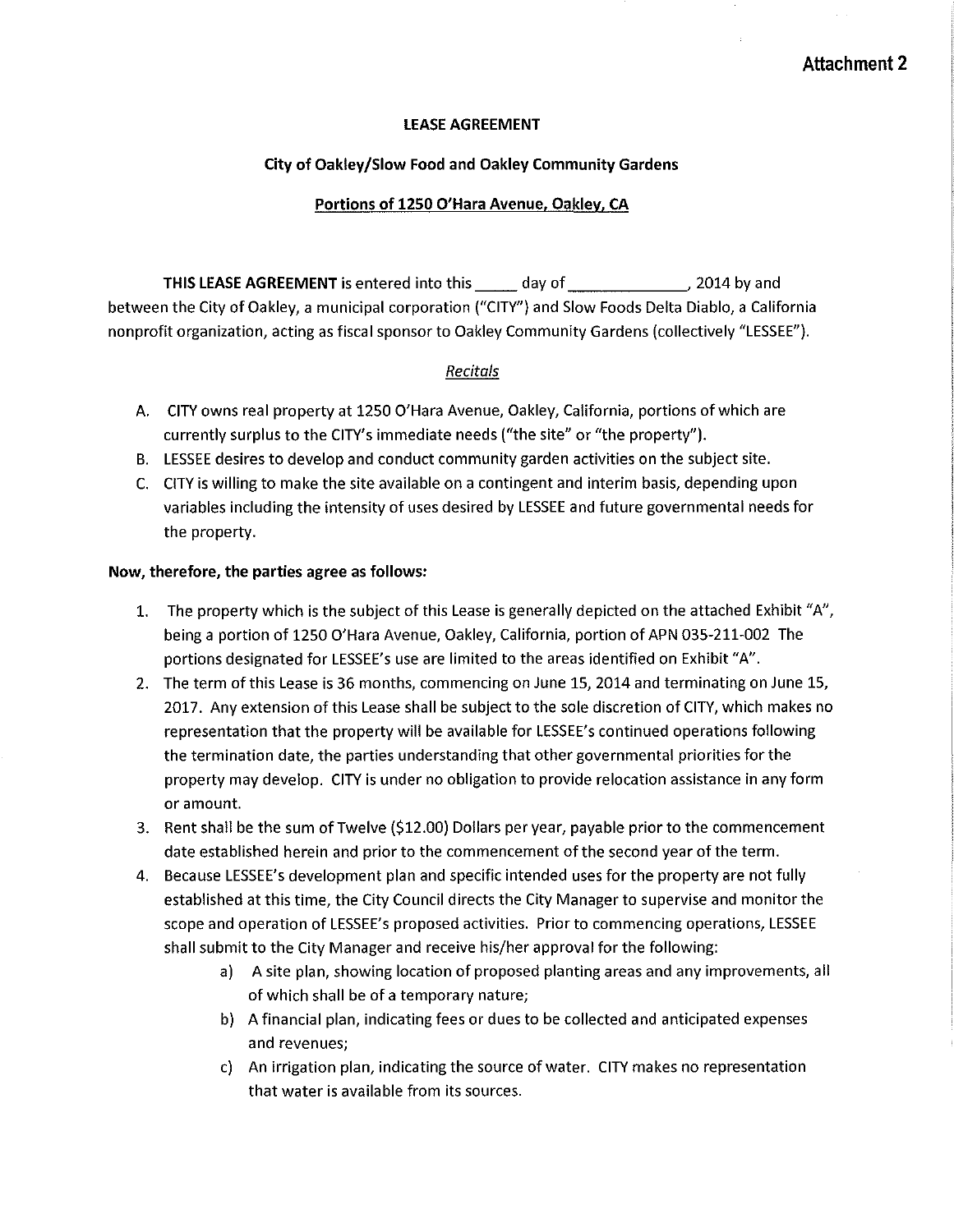**Attachment 2**

**LEASE AGREEMENT**

**City of Oakley/Slow Food and Oakley Community Gardens**

**Portions of 1250 O'Hara Avenue, Oakley, CA**

**THIS LEASE AGREEMENT** is entered into this _____ day of _____________, 2014 by and between the City of Oakley, a municipal corporation ("CITY") and Slow Foods Delta Diablo, a California nonprofit organization, acting as fiscal sponsor to Oakley Community Gardens (collectively "LESSEE").

*Recitals*

A. CITY owns real property at 1250 O'Hara Avenue, Oakley, California, portions of which are currently surplus to the CITY's immediate needs ("the site" or "the property").
B. LESSEE desires to develop and conduct community garden activities on the subject site.
C. CITY is willing to make the site available on a contingent and interim basis, depending upon variables including the intensity of uses desired by LESSEE and future governmental needs for the property.

**Now, therefore, the parties agree as follows:**

1. The property which is the subject of this Lease is generally depicted on the attached Exhibit "A", being a portion of 1250 O'Hara Avenue, Oakley, California, portion of APN 035-211-002 The portions designated for LESSEE's use are limited to the areas identified on Exhibit "A".
2. The term of this Lease is 36 months, commencing on June 15, 2014 and terminating on June 15, 2017. Any extension of this Lease shall be subject to the sole discretion of CITY, which makes no representation that the property will be available for LESSEE's continued operations following the termination date, the parties understanding that other governmental priorities for the property may develop. CITY is under no obligation to provide relocation assistance in any form or amount.
3. Rent shall be the sum of Twelve ($12.00) Dollars per year, payable prior to the commencement date established herein and prior to the commencement of the second year of the term.
4. Because LESSEE's development plan and specific intended uses for the property are not fully established at this time, the City Council directs the City Manager to supervise and monitor the scope and operation of LESSEE's proposed activities. Prior to commencing operations, LESSEE shall submit to the City Manager and receive his/her approval for the following:
    a) A site plan, showing location of proposed planting areas and any improvements, all of which shall be of a temporary nature;
    b) A financial plan, indicating fees or dues to be collected and anticipated expenses and revenues;
    c) An irrigation plan, indicating the source of water. CITY makes no representation that water is available from its sources.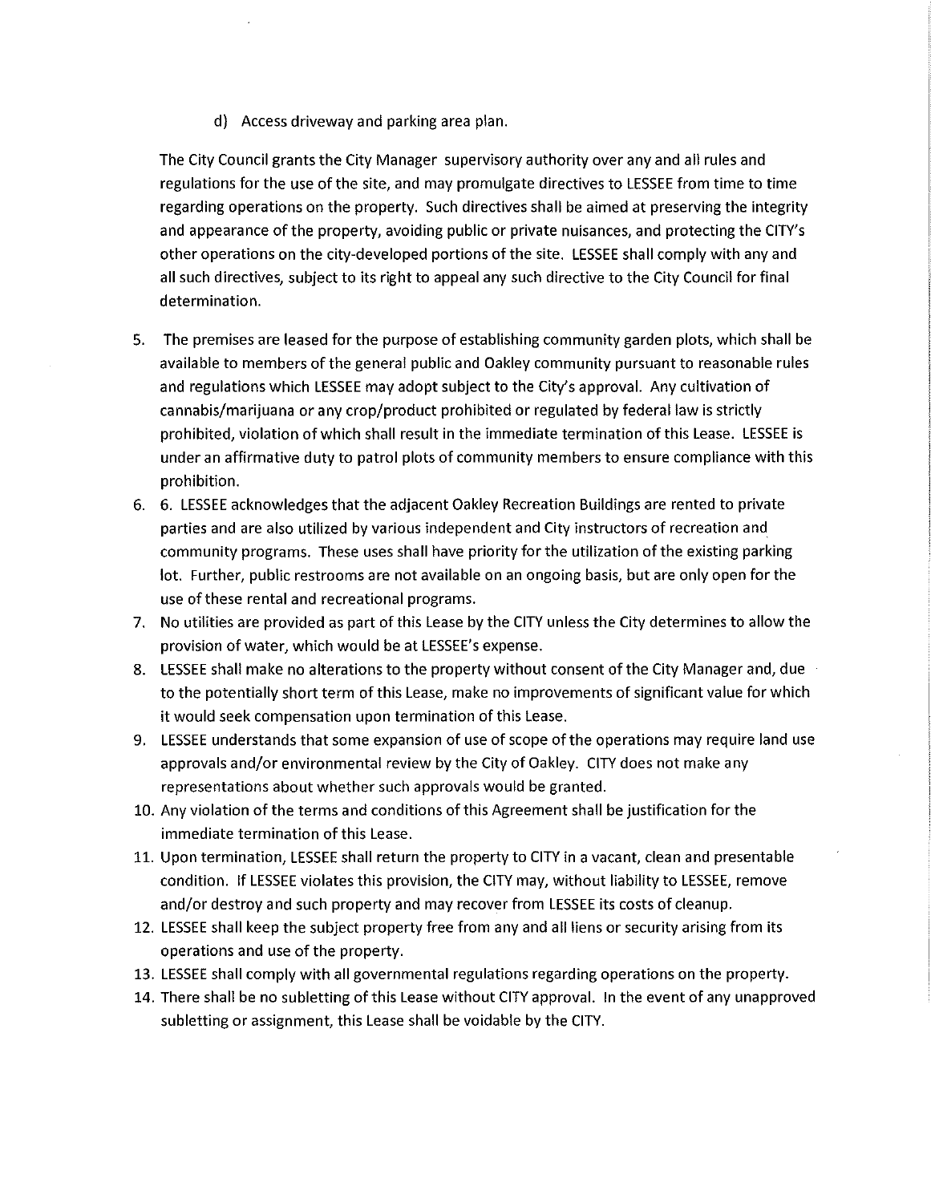d) Access driveway and parking area plan.

The City Council grants the City Manager supervisory authority over any and all rules and regulations for the use of the site, and may promulgate directives to LESSEE from time to time regarding operations on the property. Such directives shall be aimed at preserving the integrity and appearance of the property, avoiding public or private nuisances, and protecting the CITY's other operations on the city-developed portions of the site. LESSEE shall comply with any and all such directives, subject to its right to appeal any such directive to the City Council for final determination.

5. The premises are leased for the purpose of establishing community garden plots, which shall be available to members of the general public and Oakley community pursuant to reasonable rules and regulations which LESSEE may adopt subject to the City's approval. Any cultivation of cannabis/marijuana or any crop/product prohibited or regulated by federal law is strictly prohibited, violation of which shall result in the immediate termination of this Lease. LESSEE is under an affirmative duty to patrol plots of community members to ensure compliance with this prohibition.
6. 6. LESSEE acknowledges that the adjacent Oakley Recreation Buildings are rented to private parties and are also utilized by various independent and City instructors of recreation and community programs. These uses shall have priority for the utilization of the existing parking lot. Further, public restrooms are not available on an ongoing basis, but are only open for the use of these rental and recreational programs.
7. No utilities are provided as part of this Lease by the CITY unless the City determines to allow the provision of water, which would be at LESSEE's expense.
8. LESSEE shall make no alterations to the property without consent of the City Manager and, due to the potentially short term of this Lease, make no improvements of significant value for which it would seek compensation upon termination of this Lease.
9. LESSEE understands that some expansion of use of scope of the operations may require land use approvals and/or environmental review by the City of Oakley. CITY does not make any representations about whether such approvals would be granted.
10. Any violation of the terms and conditions of this Agreement shall be justification for the immediate termination of this Lease.
11. Upon termination, LESSEE shall return the property to CITY in a vacant, clean and presentable condition. If LESSEE violates this provision, the CITY may, without liability to LESSEE, remove and/or destroy and such property and may recover from LESSEE its costs of cleanup.
12. LESSEE shall keep the subject property free from any and all liens or security arising from its operations and use of the property.
13. LESSEE shall comply with all governmental regulations regarding operations on the property.
14. There shall be no subletting of this Lease without CITY approval. In the event of any unapproved subletting or assignment, this Lease shall be voidable by the CITY.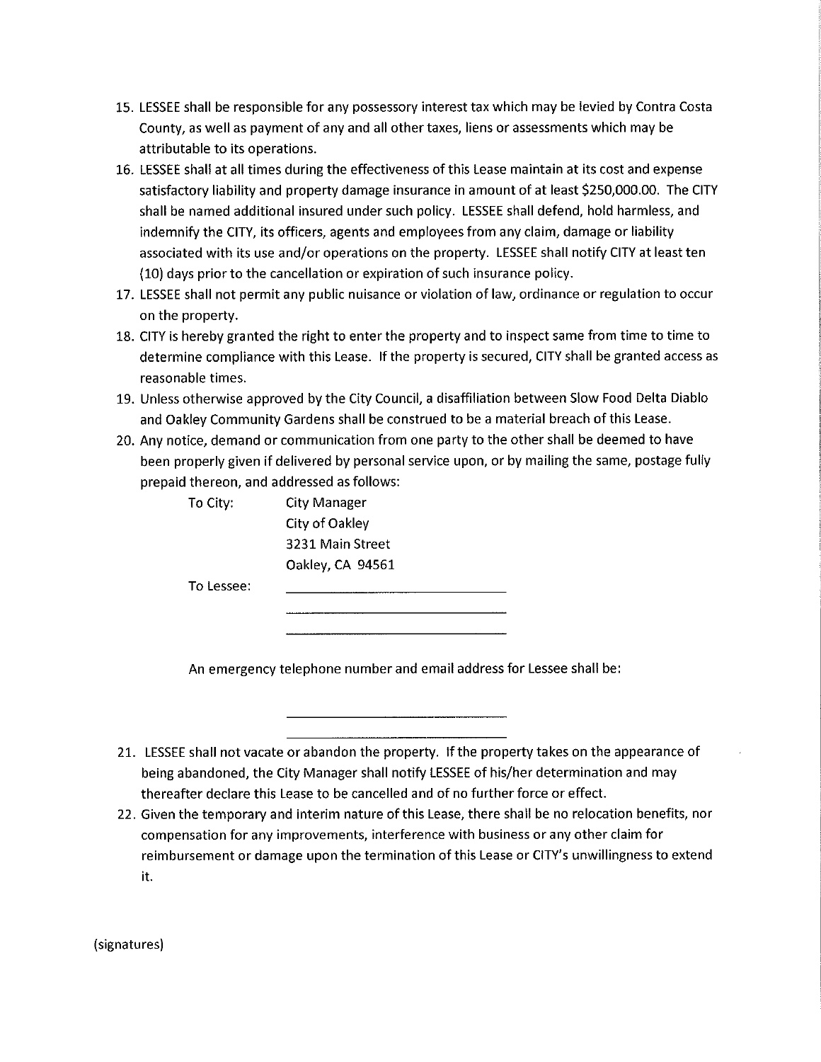15. LESSEE shall be responsible for any possessory interest tax which may be levied by Contra Costa County, as well as payment of any and all other taxes, liens or assessments which may be attributable to its operations.
16. LESSEE shall at all times during the effectiveness of this Lease maintain at its cost and expense satisfactory liability and property damage insurance in amount of at least $250,000.00. The CITY shall be named additional insured under such policy. LESSEE shall defend, hold harmless, and indemnify the CITY, its officers, agents and employees from any claim, damage or liability associated with its use and/or operations on the property. LESSEE shall notify CITY at least ten (10) days prior to the cancellation or expiration of such insurance policy.
17. LESSEE shall not permit any public nuisance or violation of law, ordinance or regulation to occur on the property.
18. CITY is hereby granted the right to enter the property and to inspect same from time to time to determine compliance with this Lease. If the property is secured, CITY shall be granted access as reasonable times.
19. Unless otherwise approved by the City Council, a disaffiliation between Slow Food Delta Diablo and Oakley Community Gardens shall be construed to be a material breach of this Lease.
20. Any notice, demand or communication from one party to the other shall be deemed to have been properly given if delivered by personal service upon, or by mailing the same, postage fully prepaid thereon, and addressed as follows:

    To City: City Manager
    City of Oakley
    3231 Main Street
    Oakley, CA 94561

    To Lessee: ______________________________
    ______________________________
    ______________________________

    An emergency telephone number and email address for Lessee shall be:

    ______________________________
    ______________________________

21. LESSEE shall not vacate or abandon the property. If the property takes on the appearance of being abandoned, the City Manager shall notify LESSEE of his/her determination and may thereafter declare this Lease to be cancelled and of no further force or effect.
22. Given the temporary and interim nature of this Lease, there shall be no relocation benefits, nor compensation for any improvements, interference with business or any other claim for reimbursement or damage upon the termination of this Lease or CITY's unwillingness to extend it.

(signatures)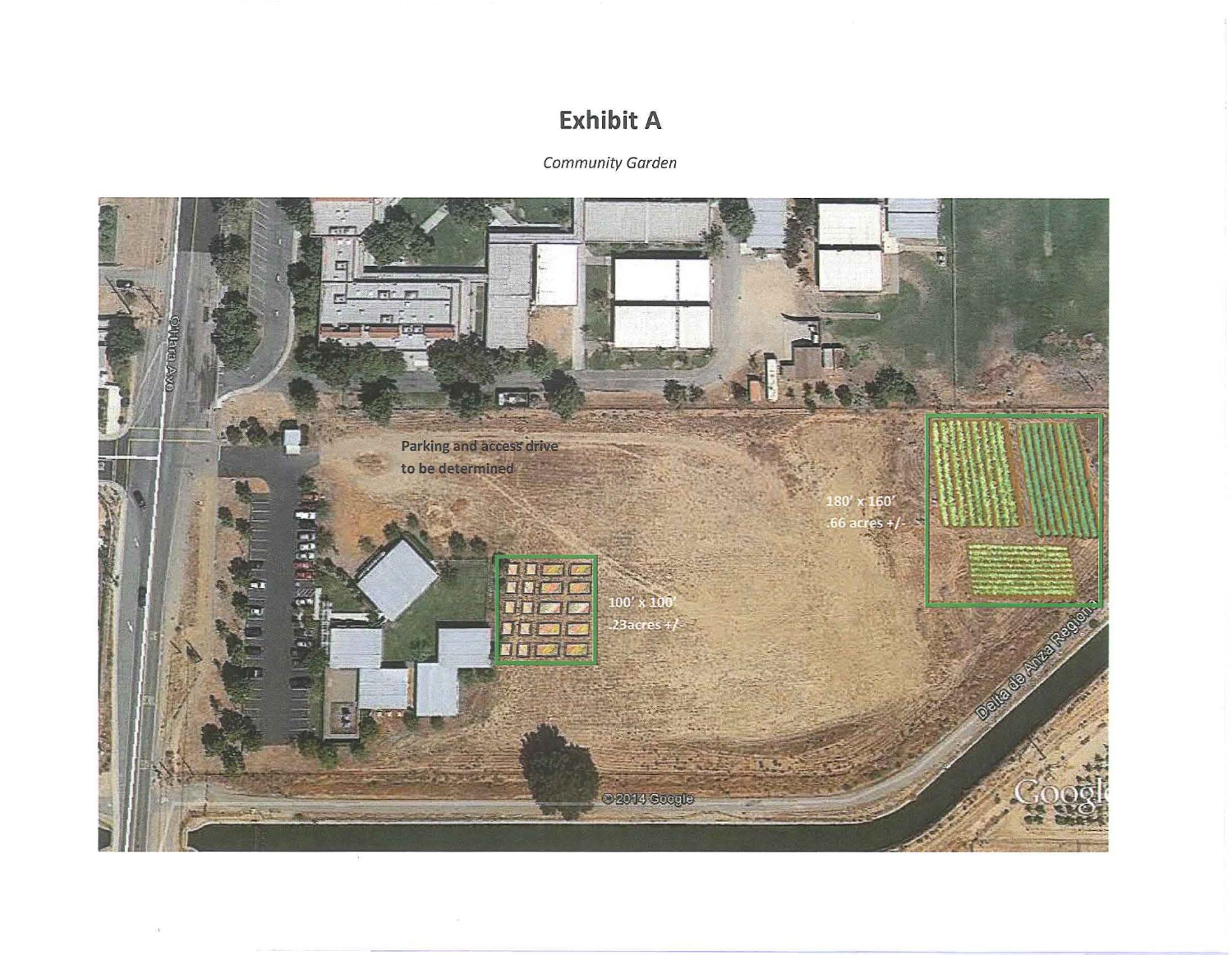# Exhibit A

*Community Garden*

Parking and access drive to be determined

180' x 160'
.66 acres +/-

100' x 100'
.23acres +/-

O'Hara Ave

Delta de Anza Regional

© 2014 Google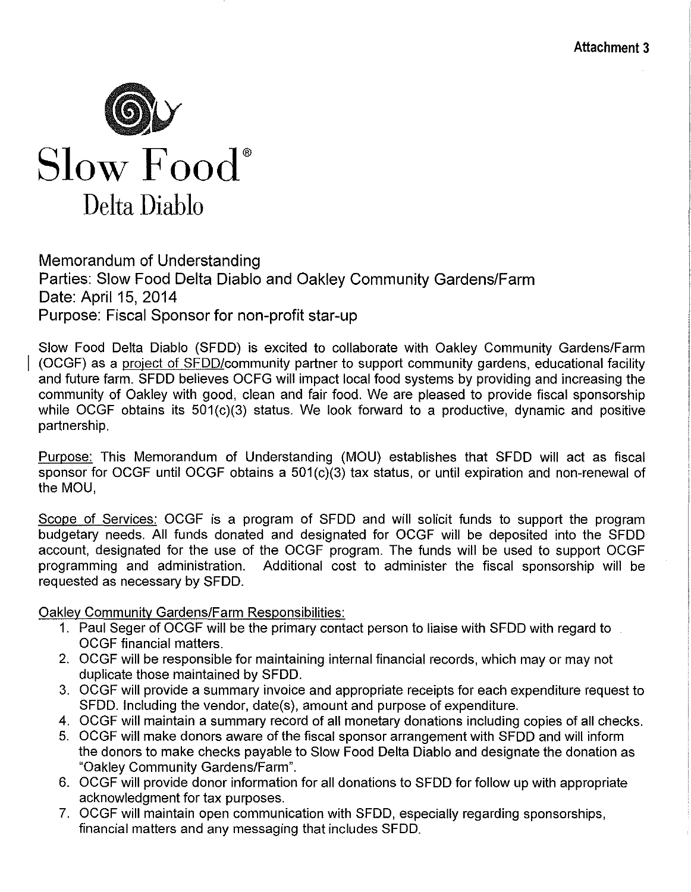**Attachment 3**

# Slow Food®

## Delta Diablo

Memorandum of Understanding
Parties: Slow Food Delta Diablo and Oakley Community Gardens/Farm
Date: April 15, 2014
Purpose: Fiscal Sponsor for non-profit star-up

Slow Food Delta Diablo (SFDD) is excited to collaborate with Oakley Community Gardens/Farm (OCGF) as a project of SFDD/community partner to support community gardens, educational facility and future farm. SFDD believes OCFG will impact local food systems by providing and increasing the community of Oakley with good, clean and fair food. We are pleased to provide fiscal sponsorship while OCGF obtains its 501(c)(3) status. We look forward to a productive, dynamic and positive partnership.

Purpose: This Memorandum of Understanding (MOU) establishes that SFDD will act as fiscal sponsor for OCGF until OCGF obtains a 501(c)(3) tax status, or until expiration and non-renewal of the MOU,

Scope of Services: OCGF is a program of SFDD and will solicit funds to support the program budgetary needs. All funds donated and designated for OCGF will be deposited into the SFDD account, designated for the use of the OCGF program. The funds will be used to support OCGF programming and administration. Additional cost to administer the fiscal sponsorship will be requested as necessary by SFDD.

Oakley Community Gardens/Farm Responsibilities:

1. Paul Seger of OCGF will be the primary contact person to liaise with SFDD with regard to OCGF financial matters.
2. OCGF will be responsible for maintaining internal financial records, which may or may not duplicate those maintained by SFDD.
3. OCGF will provide a summary invoice and appropriate receipts for each expenditure request to SFDD. Including the vendor, date(s), amount and purpose of expenditure.
4. OCGF will maintain a summary record of all monetary donations including copies of all checks.
5. OCGF will make donors aware of the fiscal sponsor arrangement with SFDD and will inform the donors to make checks payable to Slow Food Delta Diablo and designate the donation as "Oakley Community Gardens/Farm".
6. OCGF will provide donor information for all donations to SFDD for follow up with appropriate acknowledgment for tax purposes.
7. OCGF will maintain open communication with SFDD, especially regarding sponsorships, financial matters and any messaging that includes SFDD.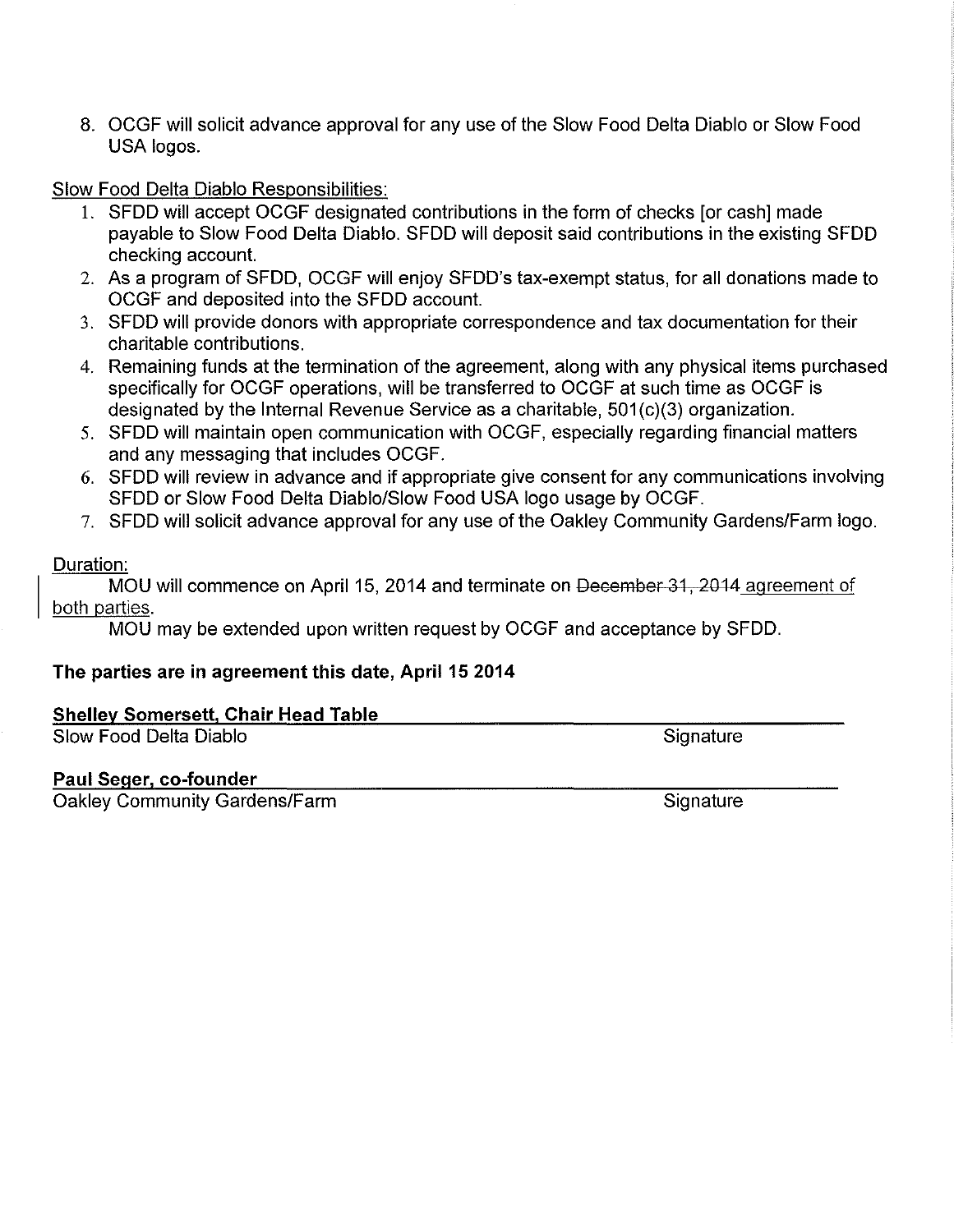8. OCGF will solicit advance approval for any use of the Slow Food Delta Diablo or Slow Food USA logos.

Slow Food Delta Diablo Responsibilities:

1. SFDD will accept OCGF designated contributions in the form of checks [or cash] made payable to Slow Food Delta Diablo. SFDD will deposit said contributions in the existing SFDD checking account.
2. As a program of SFDD, OCGF will enjoy SFDD's tax-exempt status, for all donations made to OCGF and deposited into the SFDD account.
3. SFDD will provide donors with appropriate correspondence and tax documentation for their charitable contributions.
4. Remaining funds at the termination of the agreement, along with any physical items purchased specifically for OCGF operations, will be transferred to OCGF at such time as OCGF is designated by the Internal Revenue Service as a charitable, 501(c)(3) organization.
5. SFDD will maintain open communication with OCGF, especially regarding financial matters and any messaging that includes OCGF.
6. SFDD will review in advance and if appropriate give consent for any communications involving SFDD or Slow Food Delta Diablo/Slow Food USA logo usage by OCGF.
7. SFDD will solicit advance approval for any use of the Oakley Community Gardens/Farm logo.

Duration:

MOU will commence on April 15, 2014 and terminate on ~~December 31, 2014~~ agreement of both parties.

MOU may be extended upon written request by OCGF and acceptance by SFDD.

**The parties are in agreement this date, April 15 2014**

**Shelley Somersett, Chair Head Table**
Slow Food Delta Diablo — Signature

**Paul Seger, co-founder**
Oakley Community Gardens/Farm — Signature